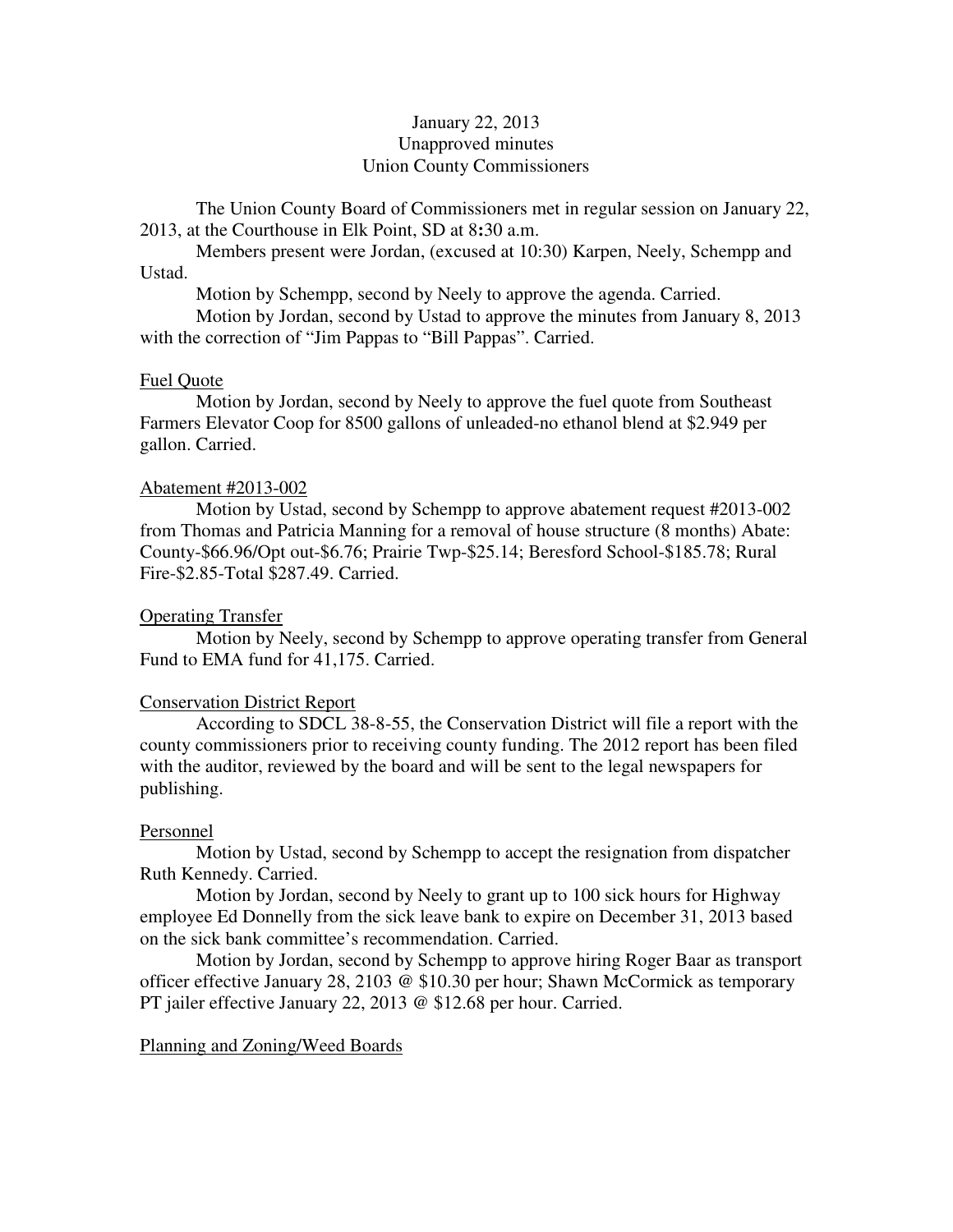January 22, 2013
Unapproved minutes
Union County Commissioners

The Union County Board of Commissioners met in regular session on January 22, 2013, at the Courthouse in Elk Point, SD at 8:30 a.m.

Members present were Jordan, (excused at 10:30) Karpen, Neely, Schempp and Ustad.

Motion by Schempp, second by Neely to approve the agenda. Carried.

Motion by Jordan, second by Ustad to approve the minutes from January 8, 2013 with the correction of "Jim Pappas to "Bill Pappas". Carried.

Fuel Quote

Motion by Jordan, second by Neely to approve the fuel quote from Southeast Farmers Elevator Coop for 8500 gallons of unleaded-no ethanol blend at $2.949 per gallon. Carried.

Abatement #2013-002

Motion by Ustad, second by Schempp to approve abatement request #2013-002 from Thomas and Patricia Manning for a removal of house structure (8 months) Abate: County-$66.96/Opt out-$6.76; Prairie Twp-$25.14; Beresford School-$185.78; Rural Fire-$2.85-Total $287.49. Carried.

Operating Transfer

Motion by Neely, second by Schempp to approve operating transfer from General Fund to EMA fund for 41,175. Carried.

Conservation District Report

According to SDCL 38-8-55, the Conservation District will file a report with the county commissioners prior to receiving county funding. The 2012 report has been filed with the auditor, reviewed by the board and will be sent to the legal newspapers for publishing.

Personnel

Motion by Ustad, second by Schempp to accept the resignation from dispatcher Ruth Kennedy. Carried.

Motion by Jordan, second by Neely to grant up to 100 sick hours for Highway employee Ed Donnelly from the sick leave bank to expire on December 31, 2013 based on the sick bank committee's recommendation. Carried.

Motion by Jordan, second by Schempp to approve hiring Roger Baar as transport officer effective January 28, 2103 @ $10.30 per hour; Shawn McCormick as temporary PT jailer effective January 22, 2013 @ $12.68 per hour. Carried.

Planning and Zoning/Weed Boards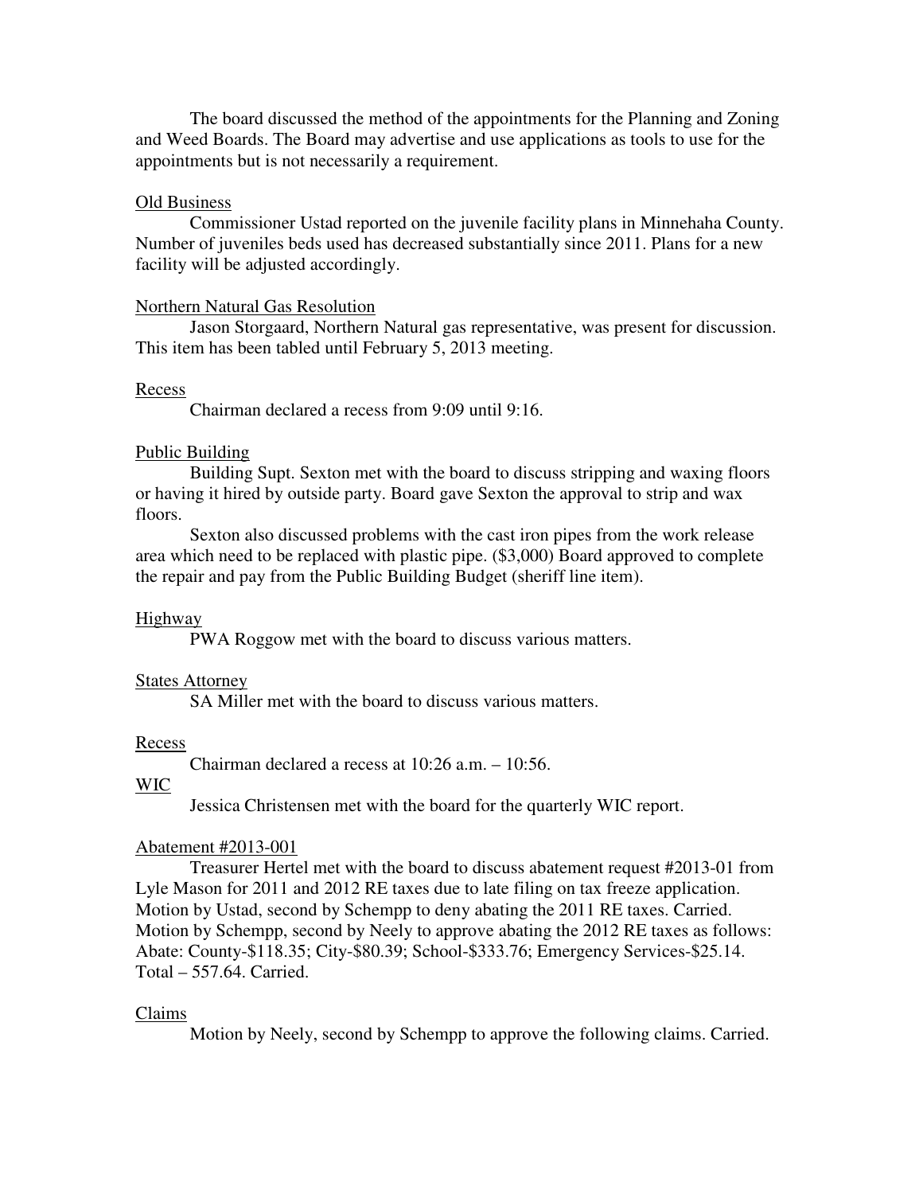The board discussed the method of the appointments for the Planning and Zoning and Weed Boards. The Board may advertise and use applications as tools to use for the appointments but is not necessarily a requirement.

<u>Old Business</u>

Commissioner Ustad reported on the juvenile facility plans in Minnehaha County. Number of juveniles beds used has decreased substantially since 2011. Plans for a new facility will be adjusted accordingly.

<u>Northern Natural Gas Resolution</u>

Jason Storgaard, Northern Natural gas representative, was present for discussion. This item has been tabled until February 5, 2013 meeting.

<u>Recess</u>

Chairman declared a recess from 9:09 until 9:16.

<u>Public Building</u>

Building Supt. Sexton met with the board to discuss stripping and waxing floors or having it hired by outside party. Board gave Sexton the approval to strip and wax floors.

Sexton also discussed problems with the cast iron pipes from the work release area which need to be replaced with plastic pipe. ($3,000) Board approved to complete the repair and pay from the Public Building Budget (sheriff line item).

<u>Highway</u>

PWA Roggow met with the board to discuss various matters.

<u>States Attorney</u>

SA Miller met with the board to discuss various matters.

<u>Recess</u>

Chairman declared a recess at 10:26 a.m. – 10:56.

<u>WIC</u>

Jessica Christensen met with the board for the quarterly WIC report.

<u>Abatement #2013-001</u>

Treasurer Hertel met with the board to discuss abatement request #2013-01 from Lyle Mason for 2011 and 2012 RE taxes due to late filing on tax freeze application. Motion by Ustad, second by Schempp to deny abating the 2011 RE taxes. Carried. Motion by Schempp, second by Neely to approve abating the 2012 RE taxes as follows: Abate: County-$118.35; City-$80.39; School-$333.76; Emergency Services-$25.14. Total – 557.64. Carried.

<u>Claims</u>

Motion by Neely, second by Schempp to approve the following claims. Carried.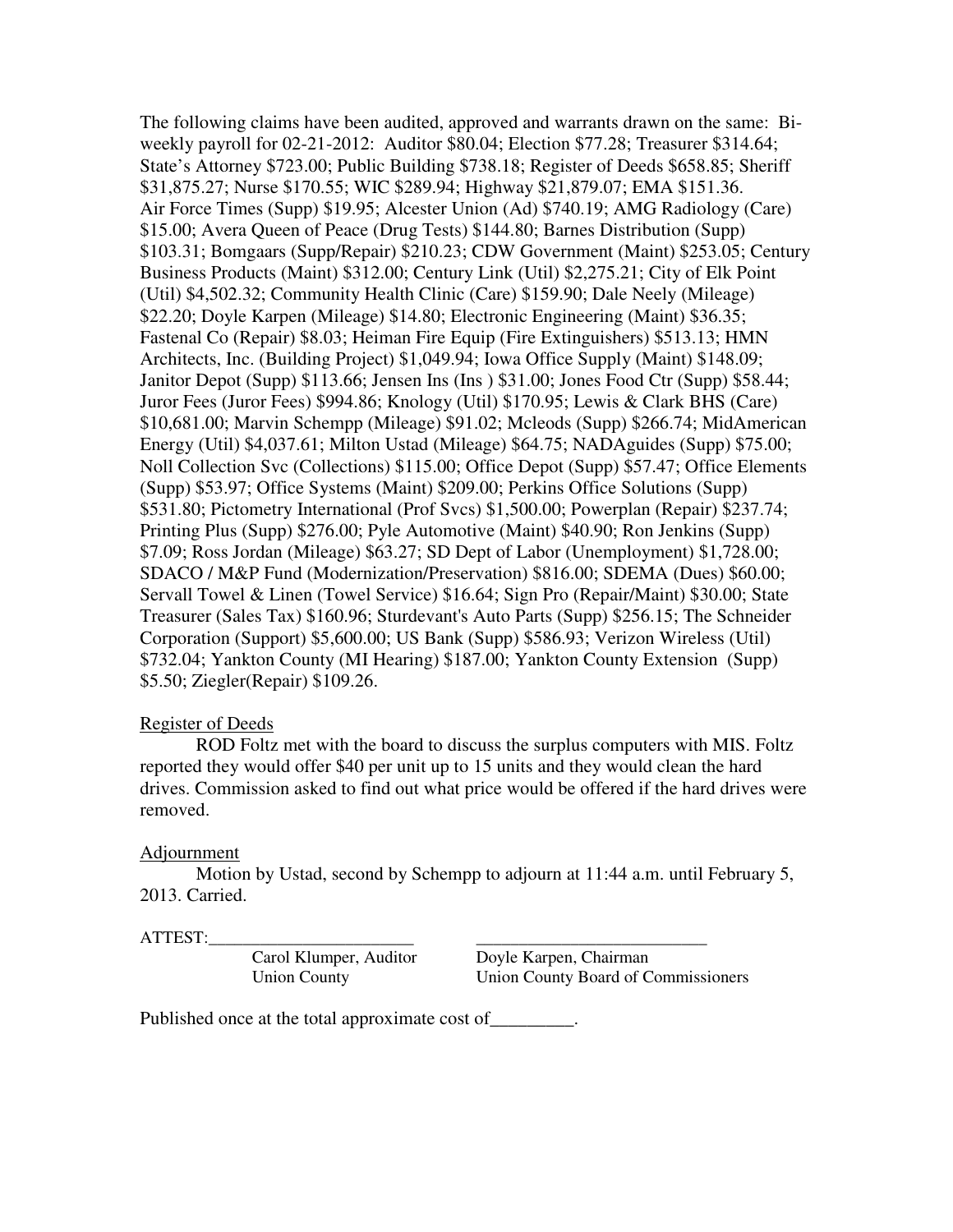The following claims have been audited, approved and warrants drawn on the same: Bi-weekly payroll for 02-21-2012: Auditor $80.04; Election $77.28; Treasurer $314.64; State's Attorney $723.00; Public Building $738.18; Register of Deeds $658.85; Sheriff $31,875.27; Nurse $170.55; WIC $289.94; Highway $21,879.07; EMA $151.36. Air Force Times (Supp) $19.95; Alcester Union (Ad) $740.19; AMG Radiology (Care) $15.00; Avera Queen of Peace (Drug Tests) $144.80; Barnes Distribution (Supp) $103.31; Bomgaars (Supp/Repair) $210.23; CDW Government (Maint) $253.05; Century Business Products (Maint) $312.00; Century Link (Util) $2,275.21; City of Elk Point (Util) $4,502.32; Community Health Clinic (Care) $159.90; Dale Neely (Mileage) $22.20; Doyle Karpen (Mileage) $14.80; Electronic Engineering (Maint) $36.35; Fastenal Co (Repair) $8.03; Heiman Fire Equip (Fire Extinguishers) $513.13; HMN Architects, Inc. (Building Project) $1,049.94; Iowa Office Supply (Maint) $148.09; Janitor Depot (Supp) $113.66; Jensen Ins (Ins ) $31.00; Jones Food Ctr (Supp) $58.44; Juror Fees (Juror Fees) $994.86; Knology (Util) $170.95; Lewis & Clark BHS (Care) $10,681.00; Marvin Schempp (Mileage) $91.02; Mcleods (Supp) $266.74; MidAmerican Energy (Util) $4,037.61; Milton Ustad (Mileage) $64.75; NADAguides (Supp) $75.00; Noll Collection Svc (Collections) $115.00; Office Depot (Supp) $57.47; Office Elements (Supp) $53.97; Office Systems (Maint) $209.00; Perkins Office Solutions (Supp) $531.80; Pictometry International (Prof Svcs) $1,500.00; Powerplan (Repair) $237.74; Printing Plus (Supp) $276.00; Pyle Automotive (Maint) $40.90; Ron Jenkins (Supp) $7.09; Ross Jordan (Mileage) $63.27; SD Dept of Labor (Unemployment) $1,728.00; SDACO / M&P Fund (Modernization/Preservation) $816.00; SDEMA (Dues) $60.00; Servall Towel & Linen (Towel Service) $16.64; Sign Pro (Repair/Maint) $30.00; State Treasurer (Sales Tax) $160.96; Sturdevant's Auto Parts (Supp) $256.15; The Schneider Corporation (Support) $5,600.00; US Bank (Supp) $586.93; Verizon Wireless (Util) $732.04; Yankton County (MI Hearing) $187.00; Yankton County Extension (Supp) $5.50; Ziegler(Repair) $109.26.

Register of Deeds

ROD Foltz met with the board to discuss the surplus computers with MIS. Foltz reported they would offer $40 per unit up to 15 units and they would clean the hard drives. Commission asked to find out what price would be offered if the hard drives were removed.

Adjournment

Motion by Ustad, second by Schempp to adjourn at 11:44 a.m. until February 5, 2013. Carried.

ATTEST:_______________________ ___________________________

Carol Klumper, Auditor Doyle Karpen, Chairman

Union County Union County Board of Commissioners

Published once at the total approximate cost of_________.